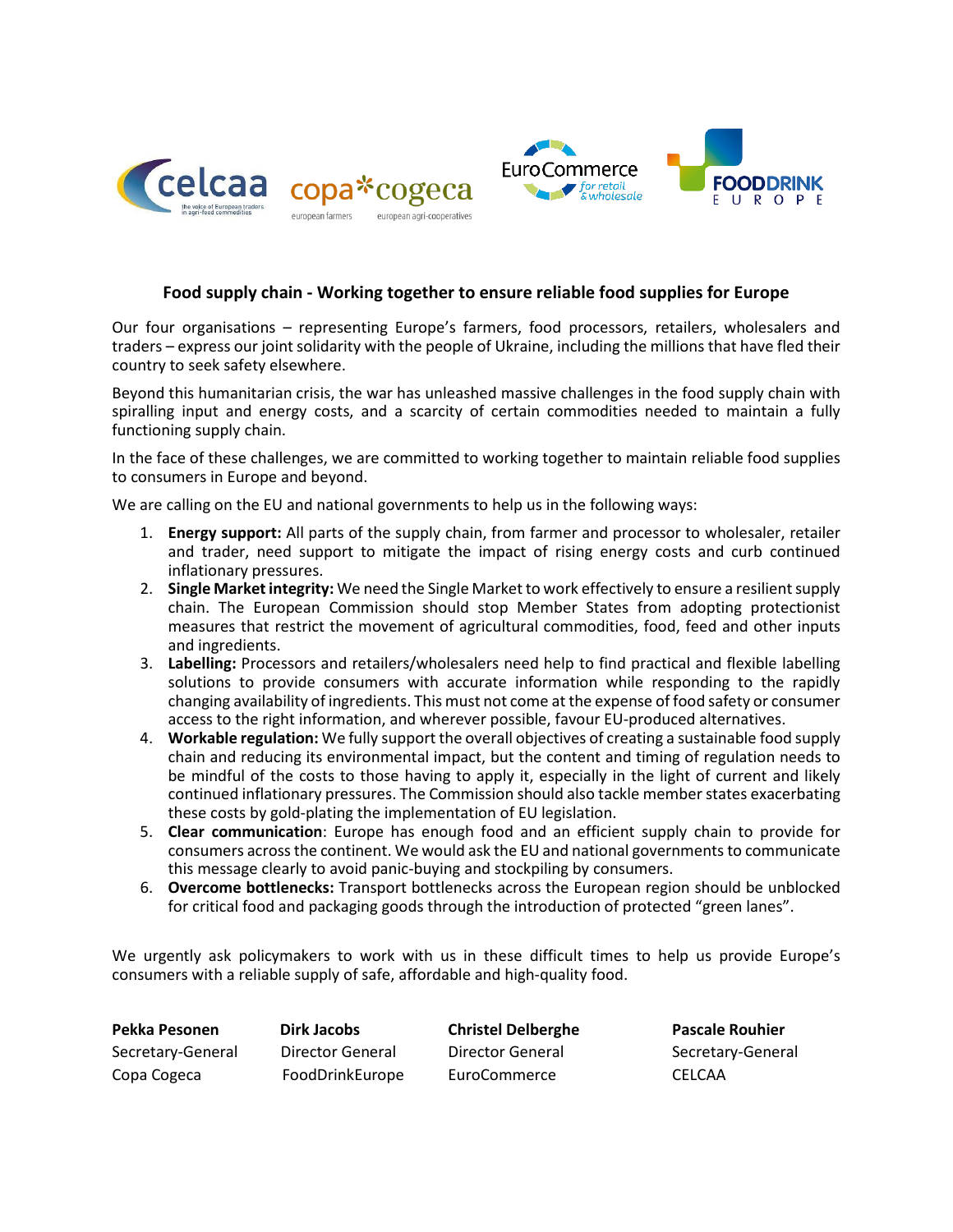# Food supply chain - Working together to ensure reliable food supplies for Europe

Our four organisations – representing Europe's farmers, food processors, retailers, wholesalers and traders – express our joint solidarity with the people of Ukraine, including the millions that have fled their country to seek safety elsewhere.

Beyond this humanitarian crisis, the war has unleashed massive challenges in the food supply chain with spiralling input and energy costs, and a scarcity of certain commodities needed to maintain a fully functioning supply chain.

In the face of these challenges, we are committed to working together to maintain reliable food supplies to consumers in Europe and beyond.

We are calling on the EU and national governments to help us in the following ways:

1. **Energy support:** All parts of the supply chain, from farmer and processor to wholesaler, retailer and trader, need support to mitigate the impact of rising energy costs and curb continued inflationary pressures.
2. **Single Market integrity:** We need the Single Market to work effectively to ensure a resilient supply chain. The European Commission should stop Member States from adopting protectionist measures that restrict the movement of agricultural commodities, food, feed and other inputs and ingredients.
3. **Labelling:** Processors and retailers/wholesalers need help to find practical and flexible labelling solutions to provide consumers with accurate information while responding to the rapidly changing availability of ingredients. This must not come at the expense of food safety or consumer access to the right information, and wherever possible, favour EU-produced alternatives.
4. **Workable regulation:** We fully support the overall objectives of creating a sustainable food supply chain and reducing its environmental impact, but the content and timing of regulation needs to be mindful of the costs to those having to apply it, especially in the light of current and likely continued inflationary pressures. The Commission should also tackle member states exacerbating these costs by gold-plating the implementation of EU legislation.
5. **Clear communication**: Europe has enough food and an efficient supply chain to provide for consumers across the continent. We would ask the EU and national governments to communicate this message clearly to avoid panic-buying and stockpiling by consumers.
6. **Overcome bottlenecks:** Transport bottlenecks across the European region should be unblocked for critical food and packaging goods through the introduction of protected "green lanes".

We urgently ask policymakers to work with us in these difficult times to help us provide Europe's consumers with a reliable supply of safe, affordable and high-quality food.

| **Pekka Pesonen** | **Dirk Jacobs** | **Christel Delberghe** | **Pascale Rouhier** |
|---|---|---|---|
| Secretary-General | Director General | Director General | Secretary-General |
| Copa Cogeca | FoodDrinkEurope | EuroCommerce | CELCAA |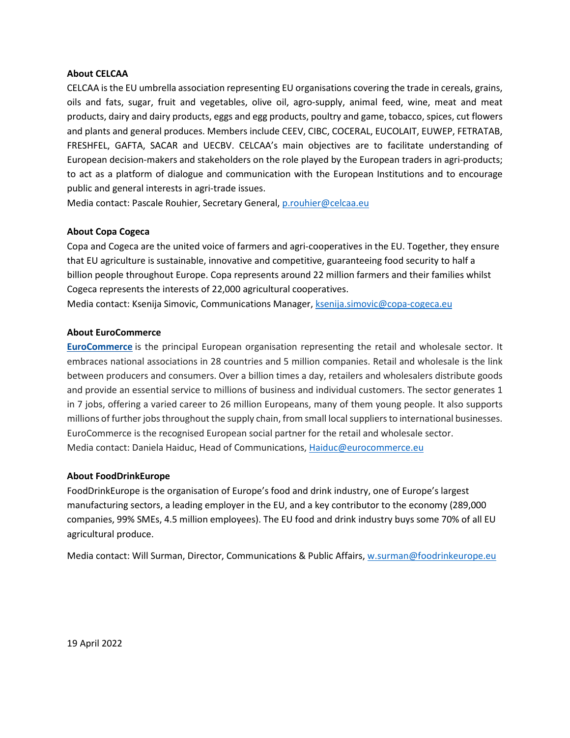**About CELCAA**

CELCAA is the EU umbrella association representing EU organisations covering the trade in cereals, grains, oils and fats, sugar, fruit and vegetables, olive oil, agro-supply, animal feed, wine, meat and meat products, dairy and dairy products, eggs and egg products, poultry and game, tobacco, spices, cut flowers and plants and general produces. Members include CEEV, CIBC, COCERAL, EUCOLAIT, EUWEP, FETRATAB, FRESHFEL, GAFTA, SACAR and UECBV. CELCAA's main objectives are to facilitate understanding of European decision-makers and stakeholders on the role played by the European traders in agri-products; to act as a platform of dialogue and communication with the European Institutions and to encourage public and general interests in agri-trade issues.

Media contact: Pascale Rouhier, Secretary General, p.rouhier@celcaa.eu

**About Copa Cogeca**

Copa and Cogeca are the united voice of farmers and agri-cooperatives in the EU. Together, they ensure that EU agriculture is sustainable, innovative and competitive, guaranteeing food security to half a billion people throughout Europe. Copa represents around 22 million farmers and their families whilst Cogeca represents the interests of 22,000 agricultural cooperatives.

Media contact: Ksenija Simovic, Communications Manager, ksenija.simovic@copa-cogeca.eu

**About EuroCommerce**

**EuroCommerce** is the principal European organisation representing the retail and wholesale sector. It embraces national associations in 28 countries and 5 million companies. Retail and wholesale is the link between producers and consumers. Over a billion times a day, retailers and wholesalers distribute goods and provide an essential service to millions of business and individual customers. The sector generates 1 in 7 jobs, offering a varied career to 26 million Europeans, many of them young people. It also supports millions of further jobs throughout the supply chain, from small local suppliers to international businesses. EuroCommerce is the recognised European social partner for the retail and wholesale sector.

Media contact: Daniela Haiduc, Head of Communications, Haiduc@eurocommerce.eu

**About FoodDrinkEurope**

FoodDrinkEurope is the organisation of Europe's food and drink industry, one of Europe's largest manufacturing sectors, a leading employer in the EU, and a key contributor to the economy (289,000 companies, 99% SMEs, 4.5 million employees). The EU food and drink industry buys some 70% of all EU agricultural produce.

Media contact: Will Surman, Director, Communications & Public Affairs, w.surman@foodrinkeurope.eu

19 April 2022